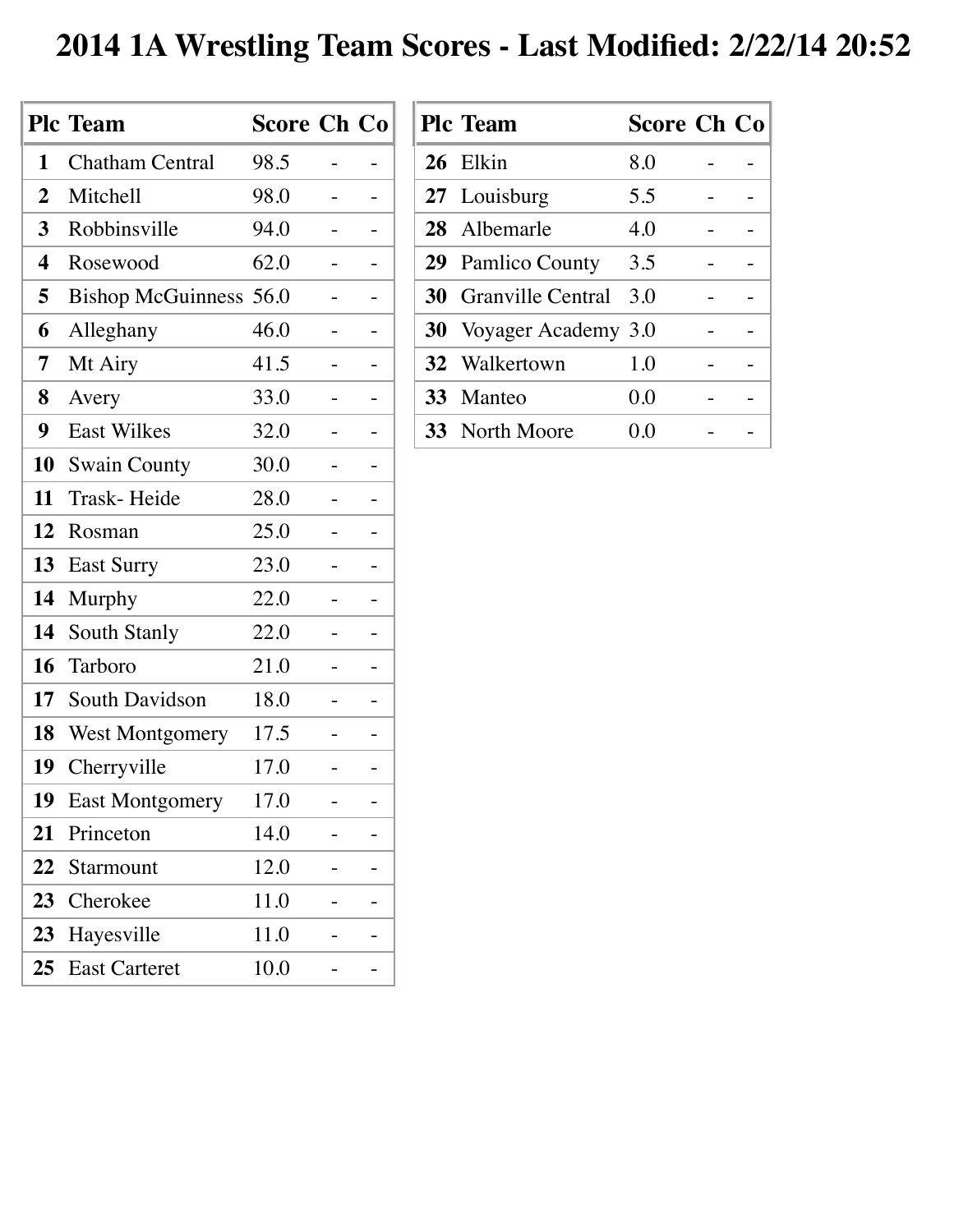# 2014 1A Wrestling Team Scores - Last Modified: 2/22/14 20:52

| Plc | Team | Score | Ch | Co |
|---|---|---|---|---|
| 1 | Chatham Central | 98.5 | - | - |
| 2 | Mitchell | 98.0 | - | - |
| 3 | Robbinsville | 94.0 | - | - |
| 4 | Rosewood | 62.0 | - | - |
| 5 | Bishop McGuinness | 56.0 | - | - |
| 6 | Alleghany | 46.0 | - | - |
| 7 | Mt Airy | 41.5 | - | - |
| 8 | Avery | 33.0 | - | - |
| 9 | East Wilkes | 32.0 | - | - |
| 10 | Swain County | 30.0 | - | - |
| 11 | Trask- Heide | 28.0 | - | - |
| 12 | Rosman | 25.0 | - | - |
| 13 | East Surry | 23.0 | - | - |
| 14 | Murphy | 22.0 | - | - |
| 14 | South Stanly | 22.0 | - | - |
| 16 | Tarboro | 21.0 | - | - |
| 17 | South Davidson | 18.0 | - | - |
| 18 | West Montgomery | 17.5 | - | - |
| 19 | Cherryville | 17.0 | - | - |
| 19 | East Montgomery | 17.0 | - | - |
| 21 | Princeton | 14.0 | - | - |
| 22 | Starmount | 12.0 | - | - |
| 23 | Cherokee | 11.0 | - | - |
| 23 | Hayesville | 11.0 | - | - |
| 25 | East Carteret | 10.0 | - | - |
| 26 | Elkin | 8.0 | - | - |
| 27 | Louisburg | 5.5 | - | - |
| 28 | Albemarle | 4.0 | - | - |
| 29 | Pamlico County | 3.5 | - | - |
| 30 | Granville Central | 3.0 | - | - |
| 30 | Voyager Academy | 3.0 | - | - |
| 32 | Walkertown | 1.0 | - | - |
| 33 | Manteo | 0.0 | - | - |
| 33 | North Moore | 0.0 | - | - |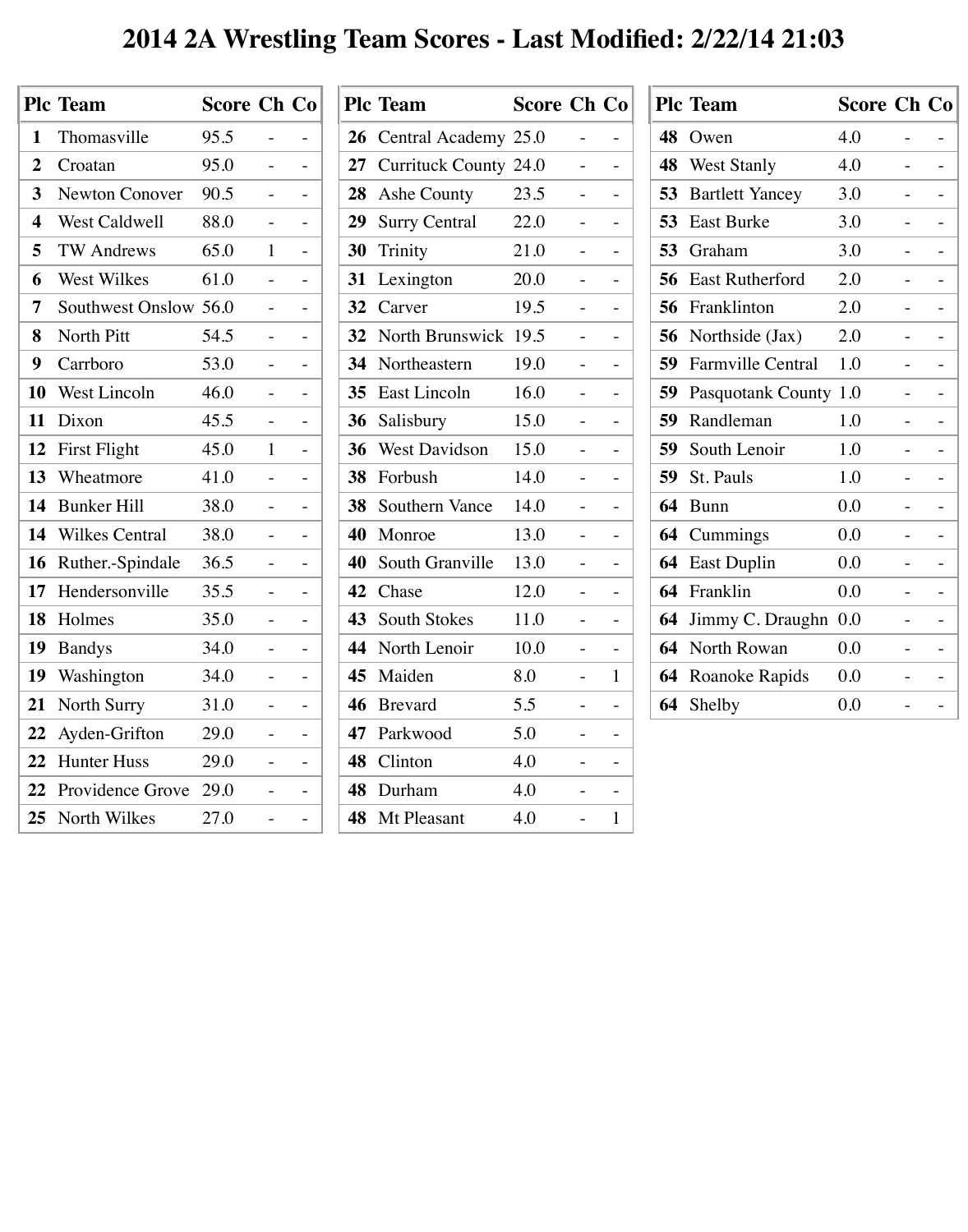# 2014 2A Wrestling Team Scores - Last Modified: 2/22/14 21:03

| Plc | Team | Score | Ch | Co |
|---|---|---|---|---|
| 1 | Thomasville | 95.5 | - | - |
| 2 | Croatan | 95.0 | - | - |
| 3 | Newton Conover | 90.5 | - | - |
| 4 | West Caldwell | 88.0 | - | - |
| 5 | TW Andrews | 65.0 | 1 | - |
| 6 | West Wilkes | 61.0 | - | - |
| 7 | Southwest Onslow | 56.0 | - | - |
| 8 | North Pitt | 54.5 | - | - |
| 9 | Carrboro | 53.0 | - | - |
| 10 | West Lincoln | 46.0 | - | - |
| 11 | Dixon | 45.5 | - | - |
| 12 | First Flight | 45.0 | 1 | - |
| 13 | Wheatmore | 41.0 | - | - |
| 14 | Bunker Hill | 38.0 | - | - |
| 14 | Wilkes Central | 38.0 | - | - |
| 16 | Ruther.-Spindale | 36.5 | - | - |
| 17 | Hendersonville | 35.5 | - | - |
| 18 | Holmes | 35.0 | - | - |
| 19 | Bandys | 34.0 | - | - |
| 19 | Washington | 34.0 | - | - |
| 21 | North Surry | 31.0 | - | - |
| 22 | Ayden-Grifton | 29.0 | - | - |
| 22 | Hunter Huss | 29.0 | - | - |
| 22 | Providence Grove | 29.0 | - | - |
| 25 | North Wilkes | 27.0 | - | - |
| 26 | Central Academy | 25.0 | - | - |
| 27 | Currituck County | 24.0 | - | - |
| 28 | Ashe County | 23.5 | - | - |
| 29 | Surry Central | 22.0 | - | - |
| 30 | Trinity | 21.0 | - | - |
| 31 | Lexington | 20.0 | - | - |
| 32 | Carver | 19.5 | - | - |
| 32 | North Brunswick | 19.5 | - | - |
| 34 | Northeastern | 19.0 | - | - |
| 35 | East Lincoln | 16.0 | - | - |
| 36 | Salisbury | 15.0 | - | - |
| 36 | West Davidson | 15.0 | - | - |
| 38 | Forbush | 14.0 | - | - |
| 38 | Southern Vance | 14.0 | - | - |
| 40 | Monroe | 13.0 | - | - |
| 40 | South Granville | 13.0 | - | - |
| 42 | Chase | 12.0 | - | - |
| 43 | South Stokes | 11.0 | - | - |
| 44 | North Lenoir | 10.0 | - | - |
| 45 | Maiden | 8.0 | - | 1 |
| 46 | Brevard | 5.5 | - | - |
| 47 | Parkwood | 5.0 | - | - |
| 48 | Clinton | 4.0 | - | - |
| 48 | Durham | 4.0 | - | - |
| 48 | Mt Pleasant | 4.0 | - | 1 |
| 48 | Owen | 4.0 | - | - |
| 48 | West Stanly | 4.0 | - | - |
| 53 | Bartlett Yancey | 3.0 | - | - |
| 53 | East Burke | 3.0 | - | - |
| 53 | Graham | 3.0 | - | - |
| 56 | East Rutherford | 2.0 | - | - |
| 56 | Franklinton | 2.0 | - | - |
| 56 | Northside (Jax) | 2.0 | - | - |
| 59 | Farmville Central | 1.0 | - | - |
| 59 | Pasquotank County | 1.0 | - | - |
| 59 | Randleman | 1.0 | - | - |
| 59 | South Lenoir | 1.0 | - | - |
| 59 | St. Pauls | 1.0 | - | - |
| 64 | Bunn | 0.0 | - | - |
| 64 | Cummings | 0.0 | - | - |
| 64 | East Duplin | 0.0 | - | - |
| 64 | Franklin | 0.0 | - | - |
| 64 | Jimmy C. Draughn | 0.0 | - | - |
| 64 | North Rowan | 0.0 | - | - |
| 64 | Roanoke Rapids | 0.0 | - | - |
| 64 | Shelby | 0.0 | - | - |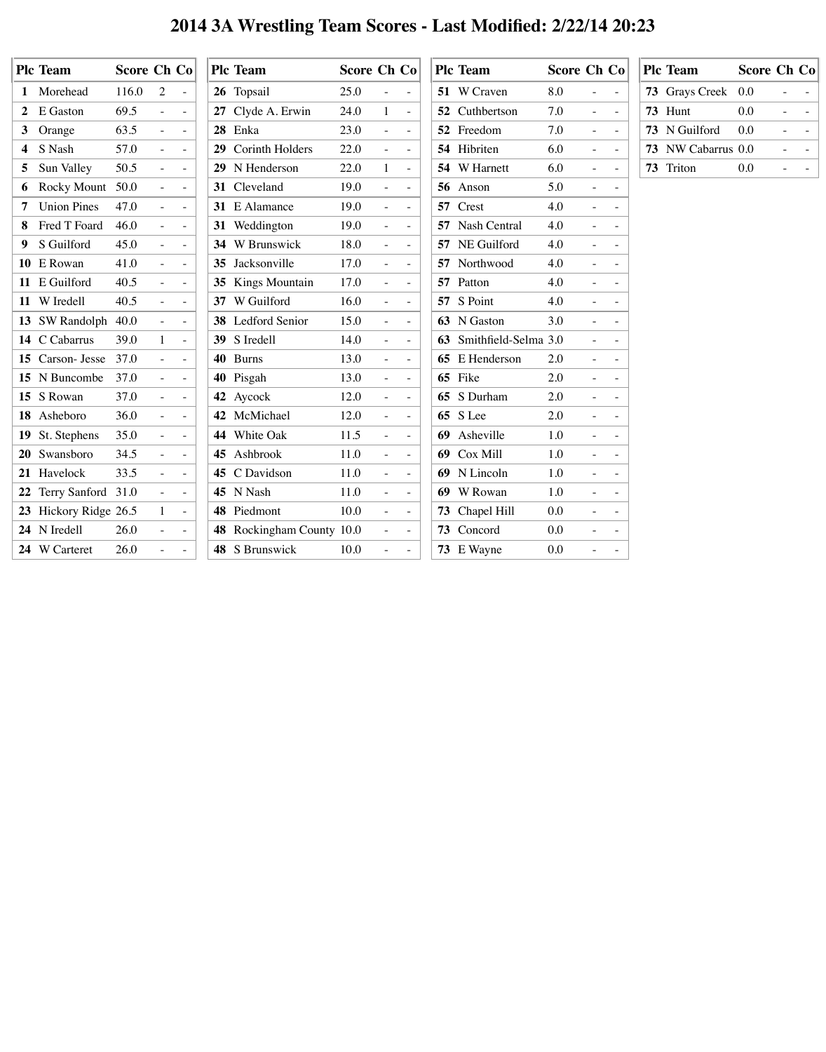# 2014 3A Wrestling Team Scores - Last Modified: 2/22/14 20:23

| Plc | Team | Score | Ch | Co |
|---|---|---|---|---|
| 1 | Morehead | 116.0 | 2 | - |
| 2 | E Gaston | 69.5 | - | - |
| 3 | Orange | 63.5 | - | - |
| 4 | S Nash | 57.0 | - | - |
| 5 | Sun Valley | 50.5 | - | - |
| 6 | Rocky Mount | 50.0 | - | - |
| 7 | Union Pines | 47.0 | - | - |
| 8 | Fred T Foard | 46.0 | - | - |
| 9 | S Guilford | 45.0 | - | - |
| 10 | E Rowan | 41.0 | - | - |
| 11 | E Guilford | 40.5 | - | - |
| 11 | W Iredell | 40.5 | - | - |
| 13 | SW Randolph | 40.0 | - | - |
| 14 | C Cabarrus | 39.0 | 1 | - |
| 15 | Carson- Jesse | 37.0 | - | - |
| 15 | N Buncombe | 37.0 | - | - |
| 15 | S Rowan | 37.0 | - | - |
| 18 | Asheboro | 36.0 | - | - |
| 19 | St. Stephens | 35.0 | - | - |
| 20 | Swansboro | 34.5 | - | - |
| 21 | Havelock | 33.5 | - | - |
| 22 | Terry Sanford | 31.0 | - | - |
| 23 | Hickory Ridge | 26.5 | 1 | - |
| 24 | N Iredell | 26.0 | - | - |
| 24 | W Carteret | 26.0 | - | - |
| 26 | Topsail | 25.0 | - | - |
| 27 | Clyde A. Erwin | 24.0 | 1 | - |
| 28 | Enka | 23.0 | - | - |
| 29 | Corinth Holders | 22.0 | - | - |
| 29 | N Henderson | 22.0 | 1 | - |
| 31 | Cleveland | 19.0 | - | - |
| 31 | E Alamance | 19.0 | - | - |
| 31 | Weddington | 19.0 | - | - |
| 34 | W Brunswick | 18.0 | - | - |
| 35 | Jacksonville | 17.0 | - | - |
| 35 | Kings Mountain | 17.0 | - | - |
| 37 | W Guilford | 16.0 | - | - |
| 38 | Ledford Senior | 15.0 | - | - |
| 39 | S Iredell | 14.0 | - | - |
| 40 | Burns | 13.0 | - | - |
| 40 | Pisgah | 13.0 | - | - |
| 42 | Aycock | 12.0 | - | - |
| 42 | McMichael | 12.0 | - | - |
| 44 | White Oak | 11.5 | - | - |
| 45 | Ashbrook | 11.0 | - | - |
| 45 | C Davidson | 11.0 | - | - |
| 45 | N Nash | 11.0 | - | - |
| 48 | Piedmont | 10.0 | - | - |
| 48 | Rockingham County | 10.0 | - | - |
| 48 | S Brunswick | 10.0 | - | - |
| 51 | W Craven | 8.0 | - | - |
| 52 | Cuthbertson | 7.0 | - | - |
| 52 | Freedom | 7.0 | - | - |
| 54 | Hibriten | 6.0 | - | - |
| 54 | W Harnett | 6.0 | - | - |
| 56 | Anson | 5.0 | - | - |
| 57 | Crest | 4.0 | - | - |
| 57 | Nash Central | 4.0 | - | - |
| 57 | NE Guilford | 4.0 | - | - |
| 57 | Northwood | 4.0 | - | - |
| 57 | Patton | 4.0 | - | - |
| 57 | S Point | 4.0 | - | - |
| 63 | N Gaston | 3.0 | - | - |
| 63 | Smithfield-Selma | 3.0 | - | - |
| 65 | E Henderson | 2.0 | - | - |
| 65 | Fike | 2.0 | - | - |
| 65 | S Durham | 2.0 | - | - |
| 65 | S Lee | 2.0 | - | - |
| 69 | Asheville | 1.0 | - | - |
| 69 | Cox Mill | 1.0 | - | - |
| 69 | N Lincoln | 1.0 | - | - |
| 69 | W Rowan | 1.0 | - | - |
| 73 | Chapel Hill | 0.0 | - | - |
| 73 | Concord | 0.0 | - | - |
| 73 | E Wayne | 0.0 | - | - |
| 73 | Grays Creek | 0.0 | - | - |
| 73 | Hunt | 0.0 | - | - |
| 73 | N Guilford | 0.0 | - | - |
| 73 | NW Cabarrus | 0.0 | - | - |
| 73 | Triton | 0.0 | - | - |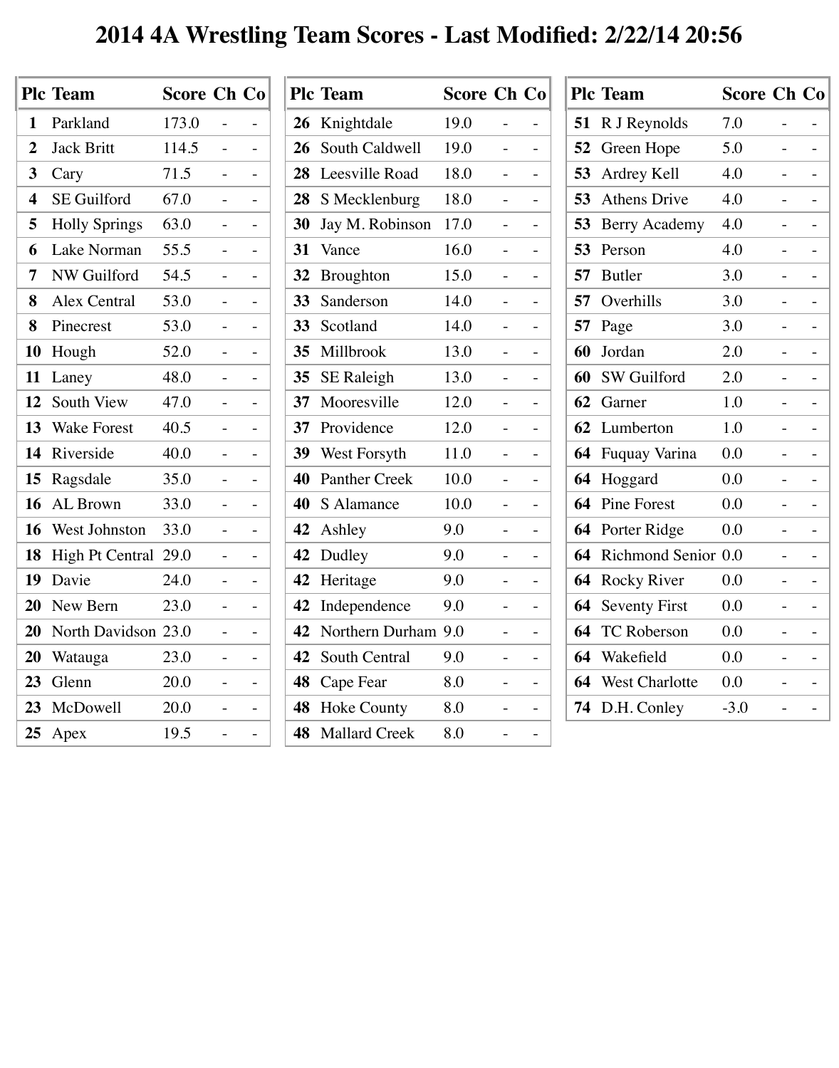# 2014 4A Wrestling Team Scores - Last Modified: 2/22/14 20:56

| Plc | Team | Score | Ch | Co |
|---|---|---|---|---|
| 1 | Parkland | 173.0 | - | - |
| 2 | Jack Britt | 114.5 | - | - |
| 3 | Cary | 71.5 | - | - |
| 4 | SE Guilford | 67.0 | - | - |
| 5 | Holly Springs | 63.0 | - | - |
| 6 | Lake Norman | 55.5 | - | - |
| 7 | NW Guilford | 54.5 | - | - |
| 8 | Alex Central | 53.0 | - | - |
| 8 | Pinecrest | 53.0 | - | - |
| 10 | Hough | 52.0 | - | - |
| 11 | Laney | 48.0 | - | - |
| 12 | South View | 47.0 | - | - |
| 13 | Wake Forest | 40.5 | - | - |
| 14 | Riverside | 40.0 | - | - |
| 15 | Ragsdale | 35.0 | - | - |
| 16 | AL Brown | 33.0 | - | - |
| 16 | West Johnston | 33.0 | - | - |
| 18 | High Pt Central | 29.0 | - | - |
| 19 | Davie | 24.0 | - | - |
| 20 | New Bern | 23.0 | - | - |
| 20 | North Davidson | 23.0 | - | - |
| 20 | Watauga | 23.0 | - | - |
| 23 | Glenn | 20.0 | - | - |
| 23 | McDowell | 20.0 | - | - |
| 25 | Apex | 19.5 | - | - |
| 26 | Knightdale | 19.0 | - | - |
| 26 | South Caldwell | 19.0 | - | - |
| 28 | Leesville Road | 18.0 | - | - |
| 28 | S Mecklenburg | 18.0 | - | - |
| 30 | Jay M. Robinson | 17.0 | - | - |
| 31 | Vance | 16.0 | - | - |
| 32 | Broughton | 15.0 | - | - |
| 33 | Sanderson | 14.0 | - | - |
| 33 | Scotland | 14.0 | - | - |
| 35 | Millbrook | 13.0 | - | - |
| 35 | SE Raleigh | 13.0 | - | - |
| 37 | Mooresville | 12.0 | - | - |
| 37 | Providence | 12.0 | - | - |
| 39 | West Forsyth | 11.0 | - | - |
| 40 | Panther Creek | 10.0 | - | - |
| 40 | S Alamance | 10.0 | - | - |
| 42 | Ashley | 9.0 | - | - |
| 42 | Dudley | 9.0 | - | - |
| 42 | Heritage | 9.0 | - | - |
| 42 | Independence | 9.0 | - | - |
| 42 | Northern Durham | 9.0 | - | - |
| 42 | South Central | 9.0 | - | - |
| 48 | Cape Fear | 8.0 | - | - |
| 48 | Hoke County | 8.0 | - | - |
| 48 | Mallard Creek | 8.0 | - | - |
| 51 | R J Reynolds | 7.0 | - | - |
| 52 | Green Hope | 5.0 | - | - |
| 53 | Ardrey Kell | 4.0 | - | - |
| 53 | Athens Drive | 4.0 | - | - |
| 53 | Berry Academy | 4.0 | - | - |
| 53 | Person | 4.0 | - | - |
| 57 | Butler | 3.0 | - | - |
| 57 | Overhills | 3.0 | - | - |
| 57 | Page | 3.0 | - | - |
| 60 | Jordan | 2.0 | - | - |
| 60 | SW Guilford | 2.0 | - | - |
| 62 | Garner | 1.0 | - | - |
| 62 | Lumberton | 1.0 | - | - |
| 64 | Fuquay Varina | 0.0 | - | - |
| 64 | Hoggard | 0.0 | - | - |
| 64 | Pine Forest | 0.0 | - | - |
| 64 | Porter Ridge | 0.0 | - | - |
| 64 | Richmond Senior | 0.0 | - | - |
| 64 | Rocky River | 0.0 | - | - |
| 64 | Seventy First | 0.0 | - | - |
| 64 | TC Roberson | 0.0 | - | - |
| 64 | Wakefield | 0.0 | - | - |
| 64 | West Charlotte | 0.0 | - | - |
| 74 | D.H. Conley | -3.0 | - | - |